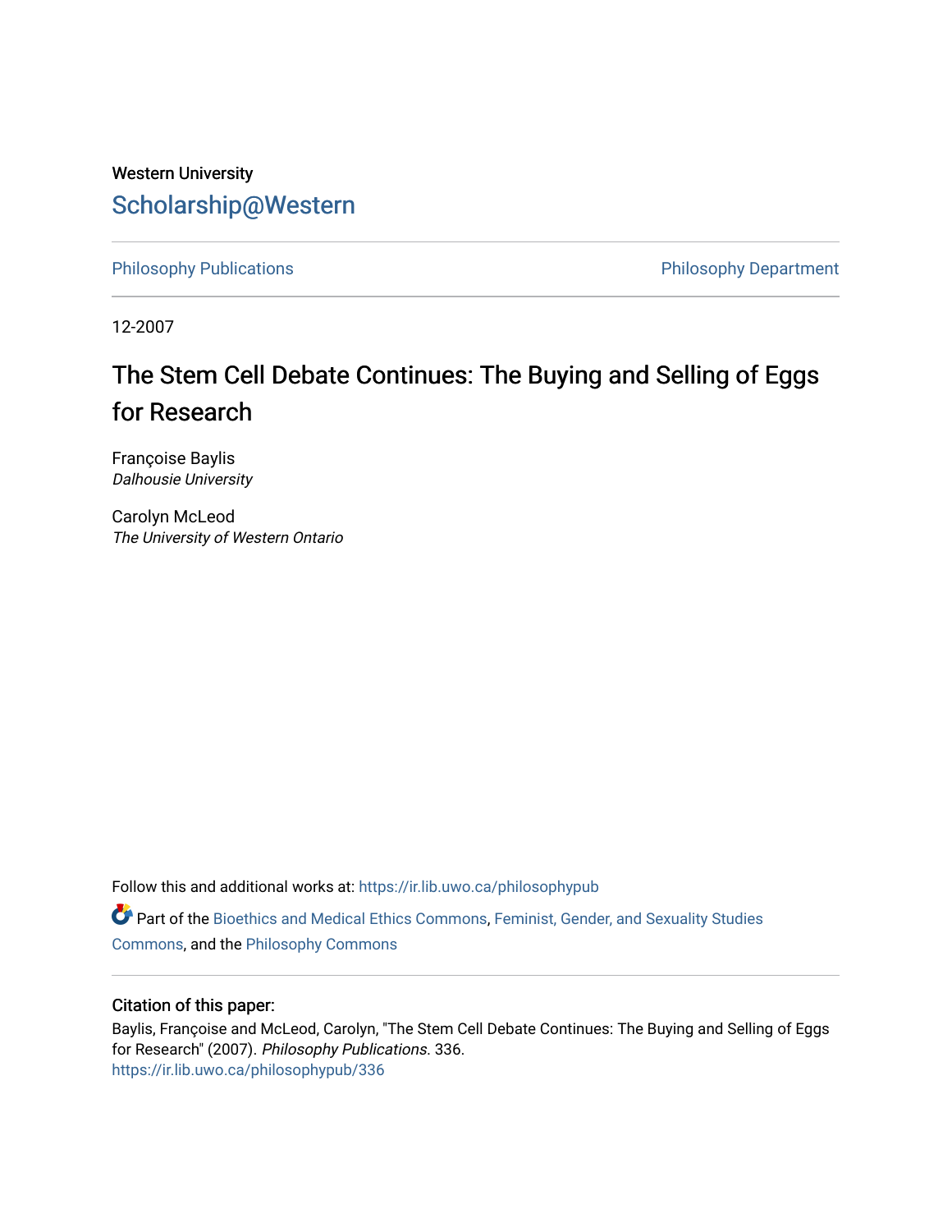Western University

Scholarship@Western

Philosophy Publications

Philosophy Department

12-2007

# The Stem Cell Debate Continues: The Buying and Selling of Eggs for Research

Françoise Baylis
*Dalhousie University*

Carolyn McLeod
*The University of Western Ontario*

Follow this and additional works at: https://ir.lib.uwo.ca/philosophypub

Part of the Bioethics and Medical Ethics Commons, Feminist, Gender, and Sexuality Studies Commons, and the Philosophy Commons

## Citation of this paper:

Baylis, Françoise and McLeod, Carolyn, "The Stem Cell Debate Continues: The Buying and Selling of Eggs for Research" (2007). *Philosophy Publications*. 336.
https://ir.lib.uwo.ca/philosophypub/336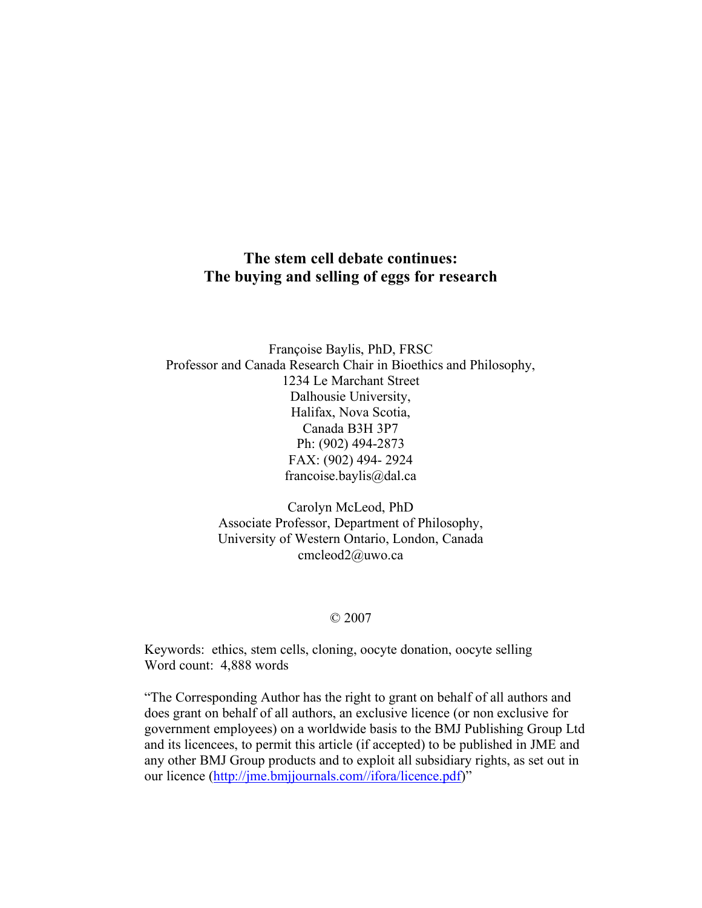# The stem cell debate continues: The buying and selling of eggs for research

Françoise Baylis, PhD, FRSC
Professor and Canada Research Chair in Bioethics and Philosophy,
1234 Le Marchant Street
Dalhousie University,
Halifax, Nova Scotia,
Canada B3H 3P7
Ph: (902) 494-2873
FAX: (902) 494- 2924
francoise.baylis@dal.ca

Carolyn McLeod, PhD
Associate Professor, Department of Philosophy,
University of Western Ontario, London, Canada
cmcleod2@uwo.ca

© 2007

Keywords: ethics, stem cells, cloning, oocyte donation, oocyte selling
Word count: 4,888 words

"The Corresponding Author has the right to grant on behalf of all authors and does grant on behalf of all authors, an exclusive licence (or non exclusive for government employees) on a worldwide basis to the BMJ Publishing Group Ltd and its licencees, to permit this article (if accepted) to be published in JME and any other BMJ Group products and to exploit all subsidiary rights, as set out in our licence (http://jme.bmjjournals.com//ifora/licence.pdf)"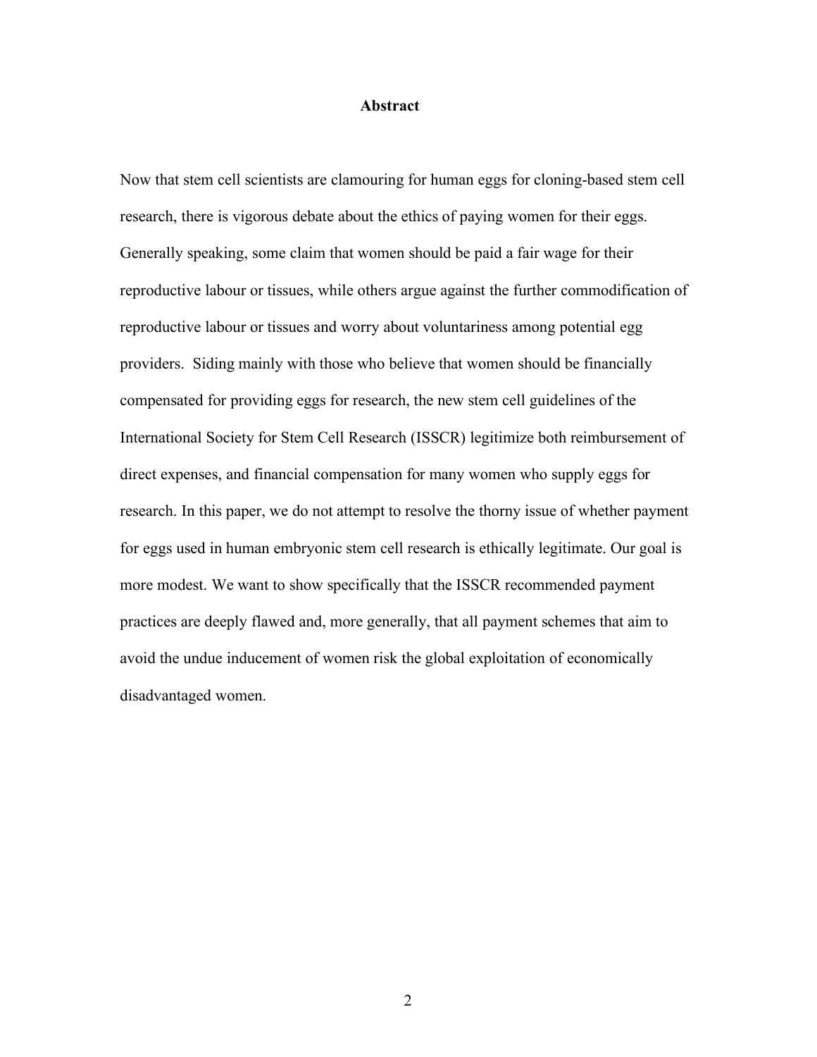## Abstract

Now that stem cell scientists are clamouring for human eggs for cloning-based stem cell research, there is vigorous debate about the ethics of paying women for their eggs. Generally speaking, some claim that women should be paid a fair wage for their reproductive labour or tissues, while others argue against the further commodification of reproductive labour or tissues and worry about voluntariness among potential egg providers. Siding mainly with those who believe that women should be financially compensated for providing eggs for research, the new stem cell guidelines of the International Society for Stem Cell Research (ISSCR) legitimize both reimbursement of direct expenses, and financial compensation for many women who supply eggs for research. In this paper, we do not attempt to resolve the thorny issue of whether payment for eggs used in human embryonic stem cell research is ethically legitimate. Our goal is more modest. We want to show specifically that the ISSCR recommended payment practices are deeply flawed and, more generally, that all payment schemes that aim to avoid the undue inducement of women risk the global exploitation of economically disadvantaged women.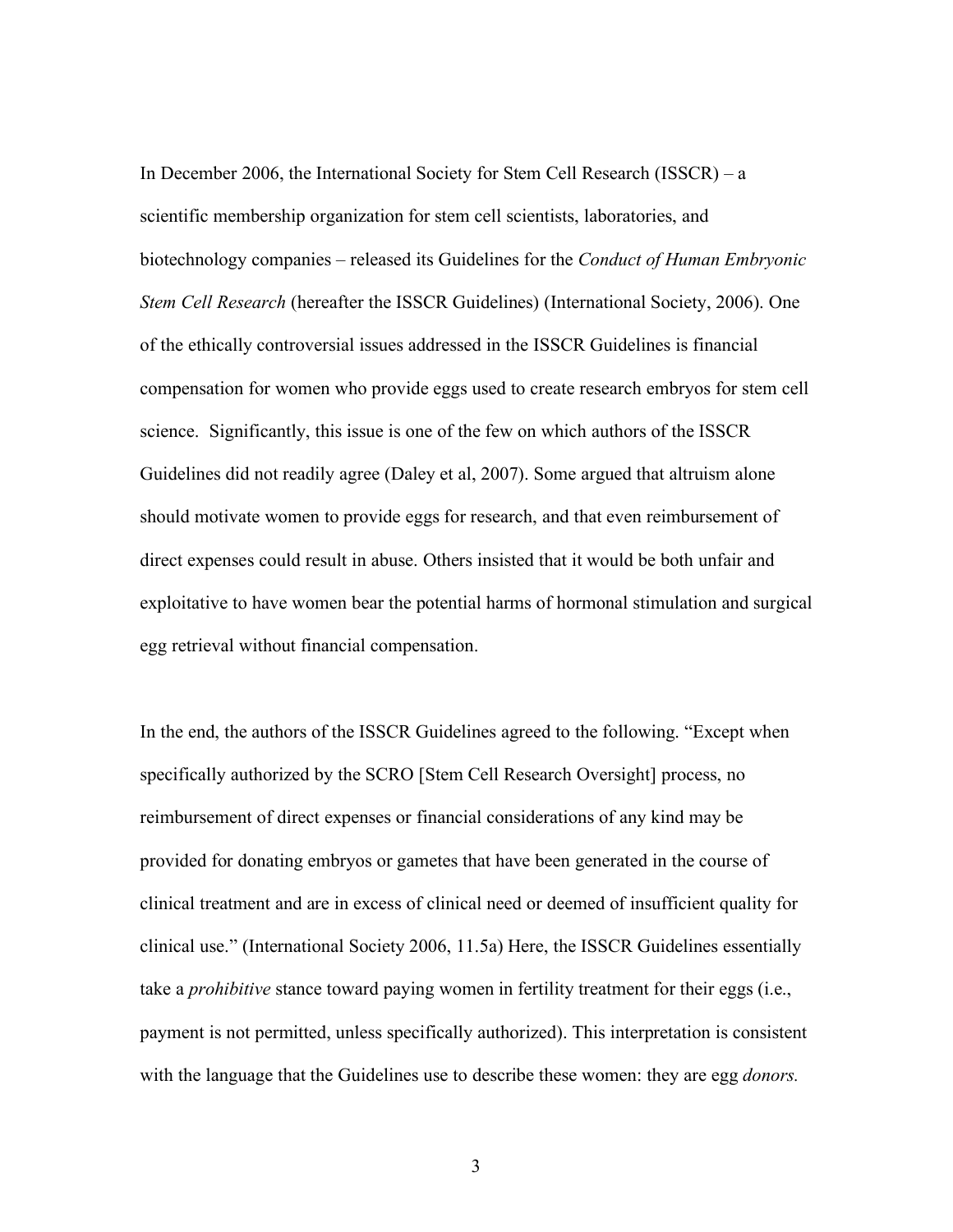In December 2006, the International Society for Stem Cell Research (ISSCR) – a scientific membership organization for stem cell scientists, laboratories, and biotechnology companies – released its Guidelines for the *Conduct of Human Embryonic Stem Cell Research* (hereafter the ISSCR Guidelines) (International Society, 2006). One of the ethically controversial issues addressed in the ISSCR Guidelines is financial compensation for women who provide eggs used to create research embryos for stem cell science. Significantly, this issue is one of the few on which authors of the ISSCR Guidelines did not readily agree (Daley et al, 2007). Some argued that altruism alone should motivate women to provide eggs for research, and that even reimbursement of direct expenses could result in abuse. Others insisted that it would be both unfair and exploitative to have women bear the potential harms of hormonal stimulation and surgical egg retrieval without financial compensation.

In the end, the authors of the ISSCR Guidelines agreed to the following. "Except when specifically authorized by the SCRO [Stem Cell Research Oversight] process, no reimbursement of direct expenses or financial considerations of any kind may be provided for donating embryos or gametes that have been generated in the course of clinical treatment and are in excess of clinical need or deemed of insufficient quality for clinical use." (International Society 2006, 11.5a) Here, the ISSCR Guidelines essentially take a *prohibitive* stance toward paying women in fertility treatment for their eggs (i.e., payment is not permitted, unless specifically authorized). This interpretation is consistent with the language that the Guidelines use to describe these women: they are egg *donors.*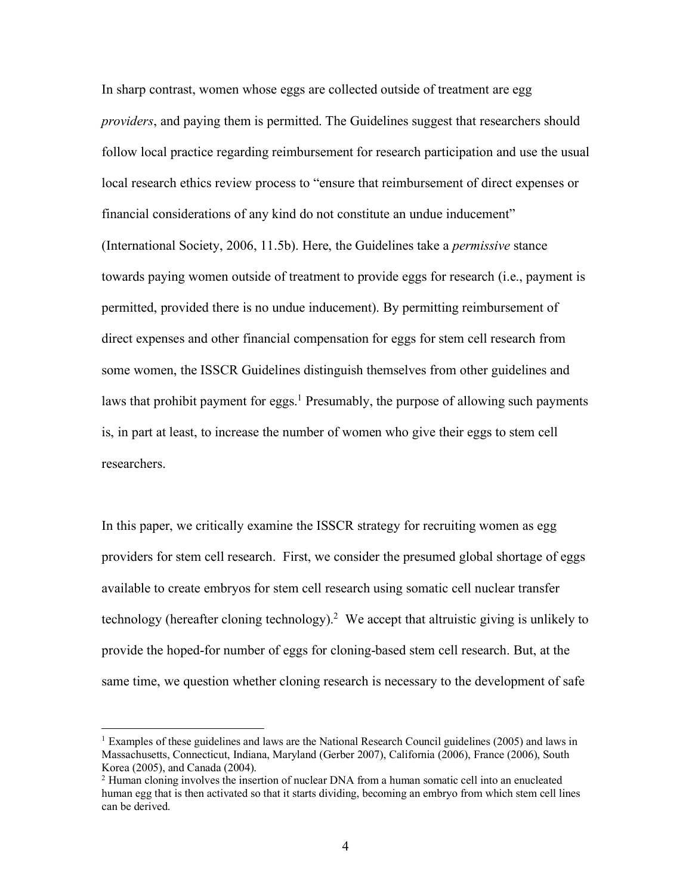In sharp contrast, women whose eggs are collected outside of treatment are egg *providers*, and paying them is permitted. The Guidelines suggest that researchers should follow local practice regarding reimbursement for research participation and use the usual local research ethics review process to "ensure that reimbursement of direct expenses or financial considerations of any kind do not constitute an undue inducement" (International Society, 2006, 11.5b). Here, the Guidelines take a *permissive* stance towards paying women outside of treatment to provide eggs for research (i.e., payment is permitted, provided there is no undue inducement). By permitting reimbursement of direct expenses and other financial compensation for eggs for stem cell research from some women, the ISSCR Guidelines distinguish themselves from other guidelines and laws that prohibit payment for eggs.[1] Presumably, the purpose of allowing such payments is, in part at least, to increase the number of women who give their eggs to stem cell researchers.

In this paper, we critically examine the ISSCR strategy for recruiting women as egg providers for stem cell research. First, we consider the presumed global shortage of eggs available to create embryos for stem cell research using somatic cell nuclear transfer technology (hereafter cloning technology).[2] We accept that altruistic giving is unlikely to provide the hoped-for number of eggs for cloning-based stem cell research. But, at the same time, we question whether cloning research is necessary to the development of safe

[1] Examples of these guidelines and laws are the National Research Council guidelines (2005) and laws in Massachusetts, Connecticut, Indiana, Maryland (Gerber 2007), California (2006), France (2006), South Korea (2005), and Canada (2004).

[2] Human cloning involves the insertion of nuclear DNA from a human somatic cell into an enucleated human egg that is then activated so that it starts dividing, becoming an embryo from which stem cell lines can be derived.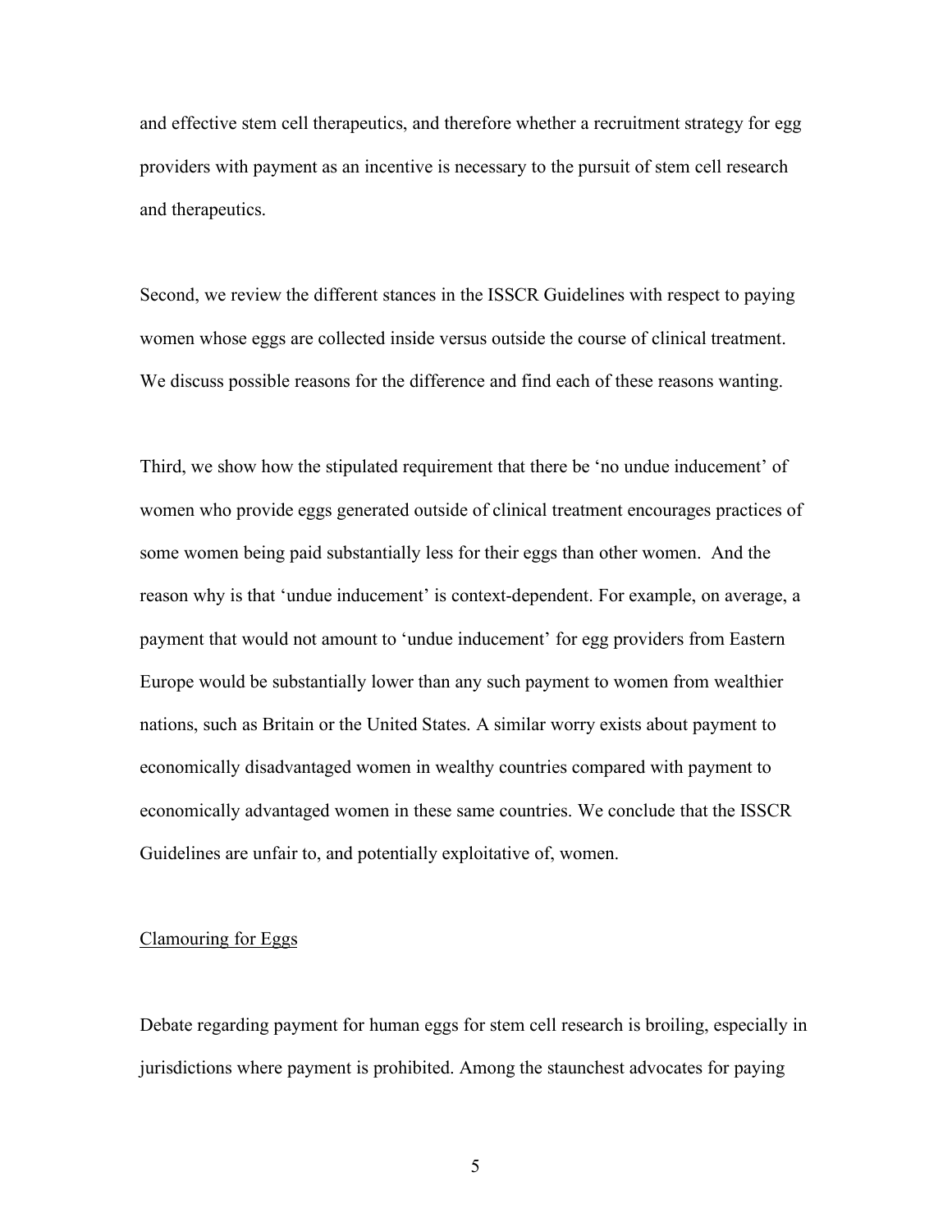and effective stem cell therapeutics, and therefore whether a recruitment strategy for egg providers with payment as an incentive is necessary to the pursuit of stem cell research and therapeutics.

Second, we review the different stances in the ISSCR Guidelines with respect to paying women whose eggs are collected inside versus outside the course of clinical treatment. We discuss possible reasons for the difference and find each of these reasons wanting.

Third, we show how the stipulated requirement that there be 'no undue inducement' of women who provide eggs generated outside of clinical treatment encourages practices of some women being paid substantially less for their eggs than other women. And the reason why is that 'undue inducement' is context-dependent. For example, on average, a payment that would not amount to 'undue inducement' for egg providers from Eastern Europe would be substantially lower than any such payment to women from wealthier nations, such as Britain or the United States. A similar worry exists about payment to economically disadvantaged women in wealthy countries compared with payment to economically advantaged women in these same countries. We conclude that the ISSCR Guidelines are unfair to, and potentially exploitative of, women.

## Clamouring for Eggs

Debate regarding payment for human eggs for stem cell research is broiling, especially in jurisdictions where payment is prohibited. Among the staunchest advocates for paying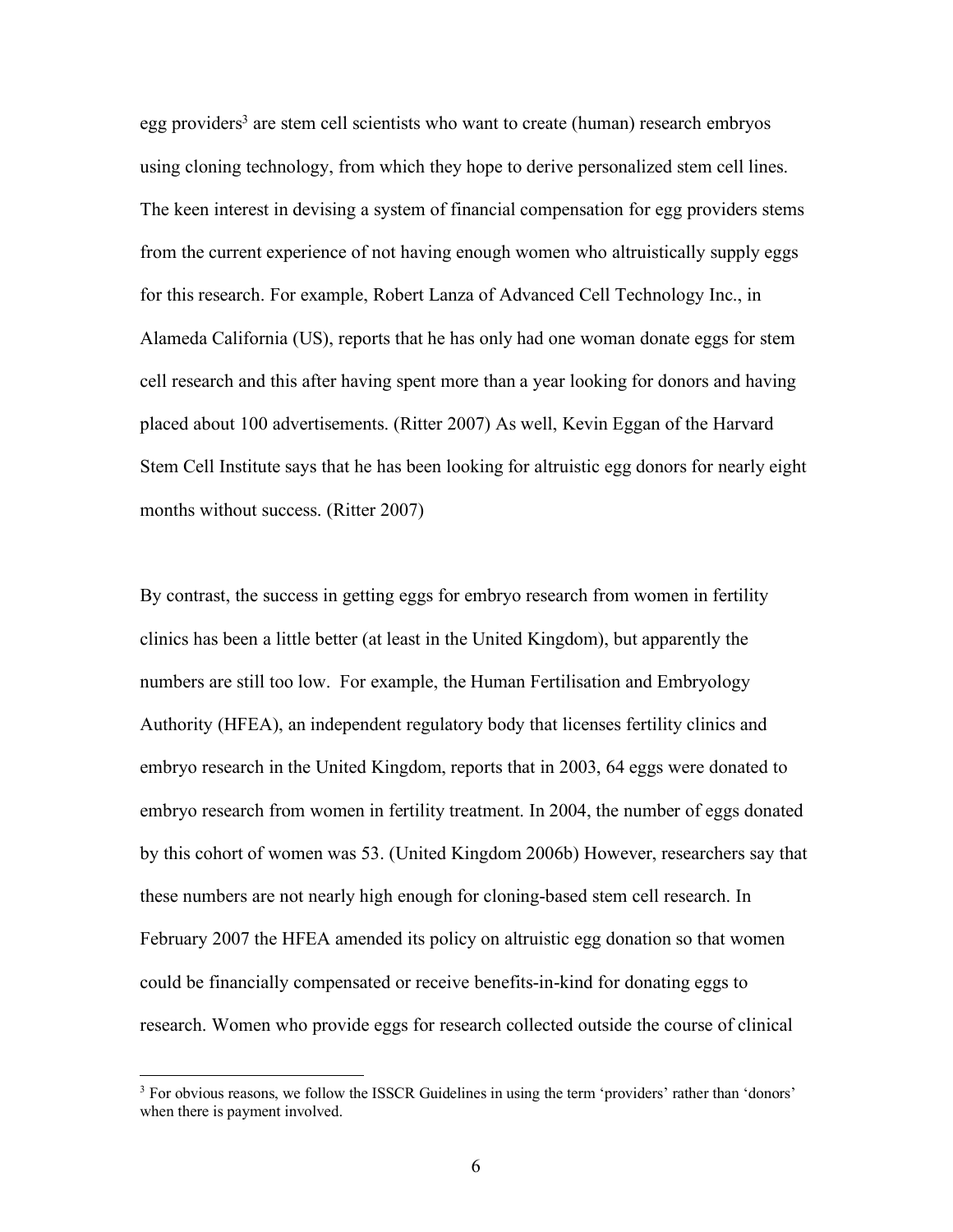egg providers[3] are stem cell scientists who want to create (human) research embryos using cloning technology, from which they hope to derive personalized stem cell lines. The keen interest in devising a system of financial compensation for egg providers stems from the current experience of not having enough women who altruistically supply eggs for this research. For example, Robert Lanza of Advanced Cell Technology Inc., in Alameda California (US), reports that he has only had one woman donate eggs for stem cell research and this after having spent more than a year looking for donors and having placed about 100 advertisements. (Ritter 2007) As well, Kevin Eggan of the Harvard Stem Cell Institute says that he has been looking for altruistic egg donors for nearly eight months without success. (Ritter 2007)

By contrast, the success in getting eggs for embryo research from women in fertility clinics has been a little better (at least in the United Kingdom), but apparently the numbers are still too low. For example, the Human Fertilisation and Embryology Authority (HFEA), an independent regulatory body that licenses fertility clinics and embryo research in the United Kingdom, reports that in 2003, 64 eggs were donated to embryo research from women in fertility treatment. In 2004, the number of eggs donated by this cohort of women was 53. (United Kingdom 2006b) However, researchers say that these numbers are not nearly high enough for cloning-based stem cell research. In February 2007 the HFEA amended its policy on altruistic egg donation so that women could be financially compensated or receive benefits-in-kind for donating eggs to research. Women who provide eggs for research collected outside the course of clinical

[3] For obvious reasons, we follow the ISSCR Guidelines in using the term 'providers' rather than 'donors' when there is payment involved.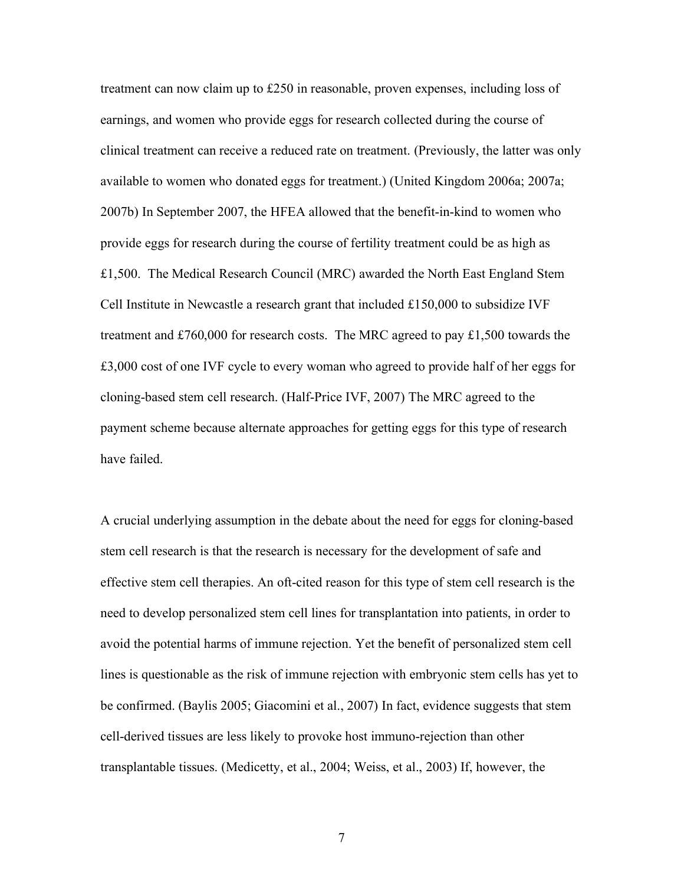treatment can now claim up to £250 in reasonable, proven expenses, including loss of earnings, and women who provide eggs for research collected during the course of clinical treatment can receive a reduced rate on treatment. (Previously, the latter was only available to women who donated eggs for treatment.) (United Kingdom 2006a; 2007a; 2007b) In September 2007, the HFEA allowed that the benefit-in-kind to women who provide eggs for research during the course of fertility treatment could be as high as £1,500. The Medical Research Council (MRC) awarded the North East England Stem Cell Institute in Newcastle a research grant that included £150,000 to subsidize IVF treatment and £760,000 for research costs. The MRC agreed to pay £1,500 towards the £3,000 cost of one IVF cycle to every woman who agreed to provide half of her eggs for cloning-based stem cell research. (Half-Price IVF, 2007) The MRC agreed to the payment scheme because alternate approaches for getting eggs for this type of research have failed.

A crucial underlying assumption in the debate about the need for eggs for cloning-based stem cell research is that the research is necessary for the development of safe and effective stem cell therapies. An oft-cited reason for this type of stem cell research is the need to develop personalized stem cell lines for transplantation into patients, in order to avoid the potential harms of immune rejection. Yet the benefit of personalized stem cell lines is questionable as the risk of immune rejection with embryonic stem cells has yet to be confirmed. (Baylis 2005; Giacomini et al., 2007) In fact, evidence suggests that stem cell-derived tissues are less likely to provoke host immuno-rejection than other transplantable tissues. (Medicetty, et al., 2004; Weiss, et al., 2003) If, however, the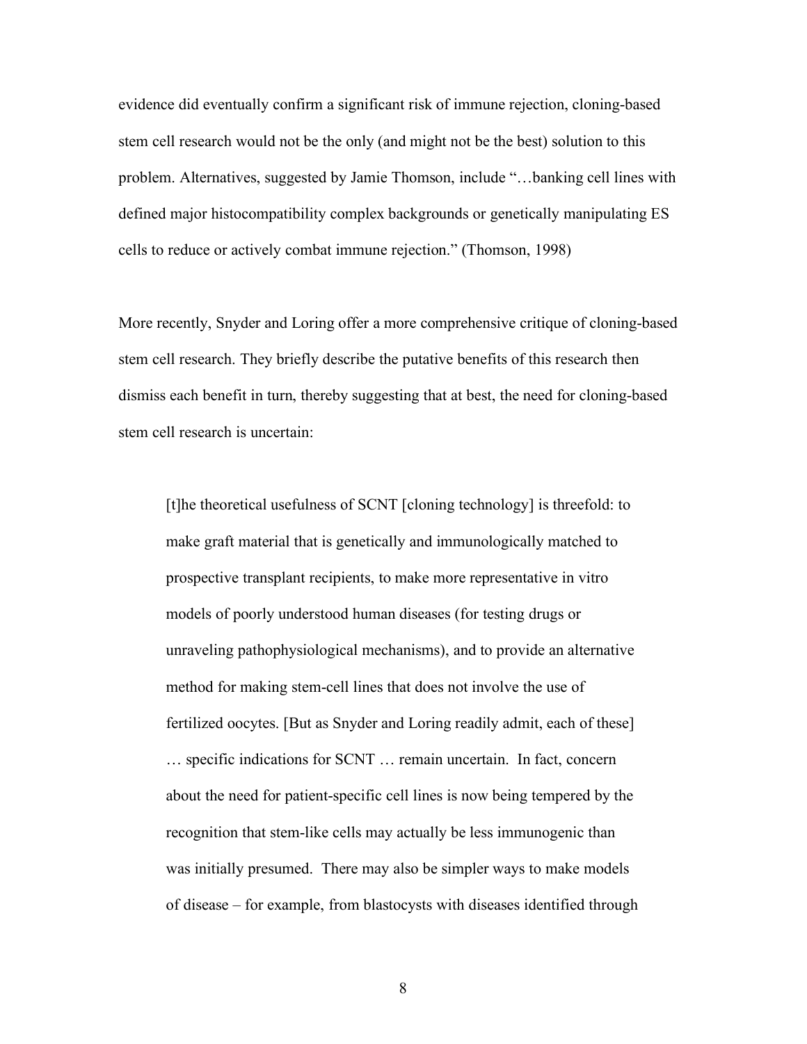evidence did eventually confirm a significant risk of immune rejection, cloning-based stem cell research would not be the only (and might not be the best) solution to this problem. Alternatives, suggested by Jamie Thomson, include "…banking cell lines with defined major histocompatibility complex backgrounds or genetically manipulating ES cells to reduce or actively combat immune rejection." (Thomson, 1998)

More recently, Snyder and Loring offer a more comprehensive critique of cloning-based stem cell research. They briefly describe the putative benefits of this research then dismiss each benefit in turn, thereby suggesting that at best, the need for cloning-based stem cell research is uncertain:

> [t]he theoretical usefulness of SCNT [cloning technology] is threefold: to make graft material that is genetically and immunologically matched to prospective transplant recipients, to make more representative in vitro models of poorly understood human diseases (for testing drugs or unraveling pathophysiological mechanisms), and to provide an alternative method for making stem-cell lines that does not involve the use of fertilized oocytes. [But as Snyder and Loring readily admit, each of these] … specific indications for SCNT … remain uncertain. In fact, concern about the need for patient-specific cell lines is now being tempered by the recognition that stem-like cells may actually be less immunogenic than was initially presumed. There may also be simpler ways to make models of disease – for example, from blastocysts with diseases identified through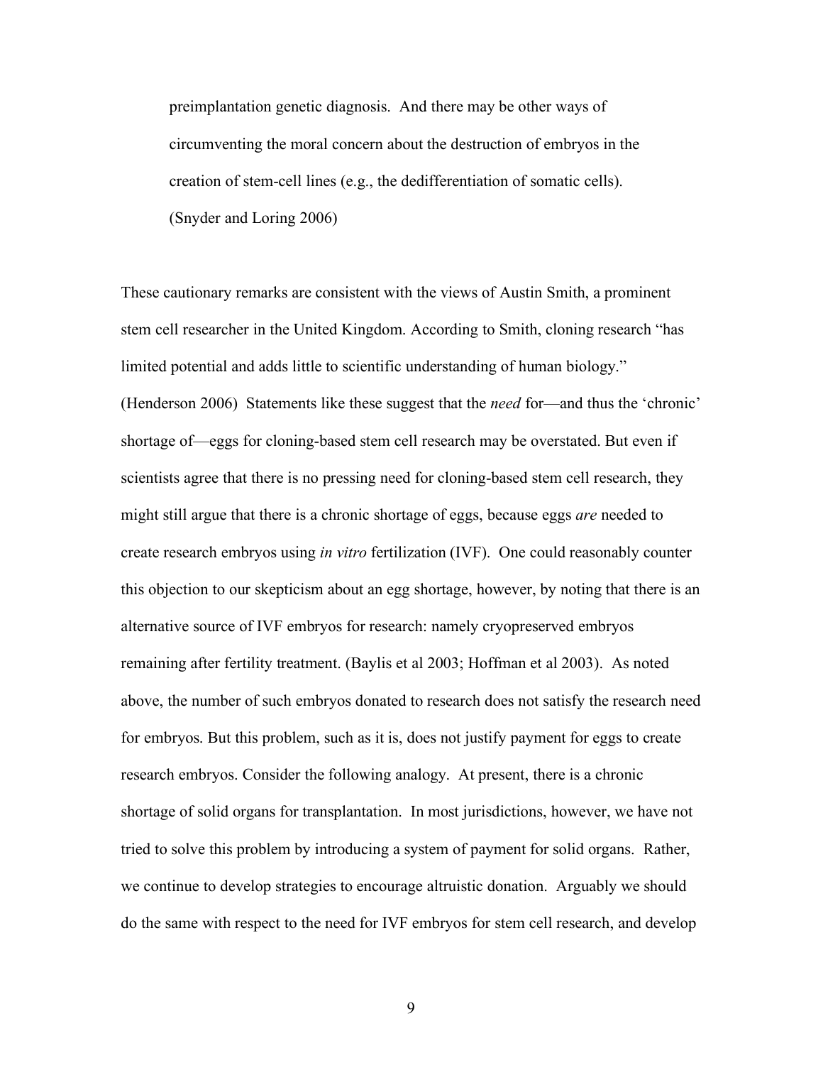> preimplantation genetic diagnosis. And there may be other ways of circumventing the moral concern about the destruction of embryos in the creation of stem-cell lines (e.g., the dedifferentiation of somatic cells). (Snyder and Loring 2006)

These cautionary remarks are consistent with the views of Austin Smith, a prominent stem cell researcher in the United Kingdom. According to Smith, cloning research "has limited potential and adds little to scientific understanding of human biology." (Henderson 2006) Statements like these suggest that the *need* for—and thus the 'chronic' shortage of—eggs for cloning-based stem cell research may be overstated. But even if scientists agree that there is no pressing need for cloning-based stem cell research, they might still argue that there is a chronic shortage of eggs, because eggs *are* needed to create research embryos using *in vitro* fertilization (IVF). One could reasonably counter this objection to our skepticism about an egg shortage, however, by noting that there is an alternative source of IVF embryos for research: namely cryopreserved embryos remaining after fertility treatment. (Baylis et al 2003; Hoffman et al 2003). As noted above, the number of such embryos donated to research does not satisfy the research need for embryos. But this problem, such as it is, does not justify payment for eggs to create research embryos. Consider the following analogy. At present, there is a chronic shortage of solid organs for transplantation. In most jurisdictions, however, we have not tried to solve this problem by introducing a system of payment for solid organs. Rather, we continue to develop strategies to encourage altruistic donation. Arguably we should do the same with respect to the need for IVF embryos for stem cell research, and develop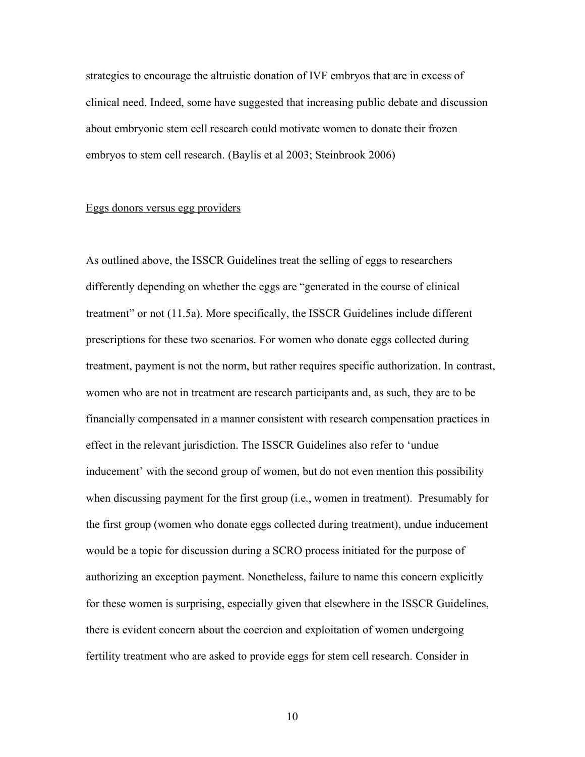strategies to encourage the altruistic donation of IVF embryos that are in excess of clinical need. Indeed, some have suggested that increasing public debate and discussion about embryonic stem cell research could motivate women to donate their frozen embryos to stem cell research. (Baylis et al 2003; Steinbrook 2006)

<u>Eggs donors versus egg providers</u>

As outlined above, the ISSCR Guidelines treat the selling of eggs to researchers differently depending on whether the eggs are "generated in the course of clinical treatment" or not (11.5a). More specifically, the ISSCR Guidelines include different prescriptions for these two scenarios. For women who donate eggs collected during treatment, payment is not the norm, but rather requires specific authorization. In contrast, women who are not in treatment are research participants and, as such, they are to be financially compensated in a manner consistent with research compensation practices in effect in the relevant jurisdiction. The ISSCR Guidelines also refer to 'undue inducement' with the second group of women, but do not even mention this possibility when discussing payment for the first group (i.e., women in treatment). Presumably for the first group (women who donate eggs collected during treatment), undue inducement would be a topic for discussion during a SCRO process initiated for the purpose of authorizing an exception payment. Nonetheless, failure to name this concern explicitly for these women is surprising, especially given that elsewhere in the ISSCR Guidelines, there is evident concern about the coercion and exploitation of women undergoing fertility treatment who are asked to provide eggs for stem cell research. Consider in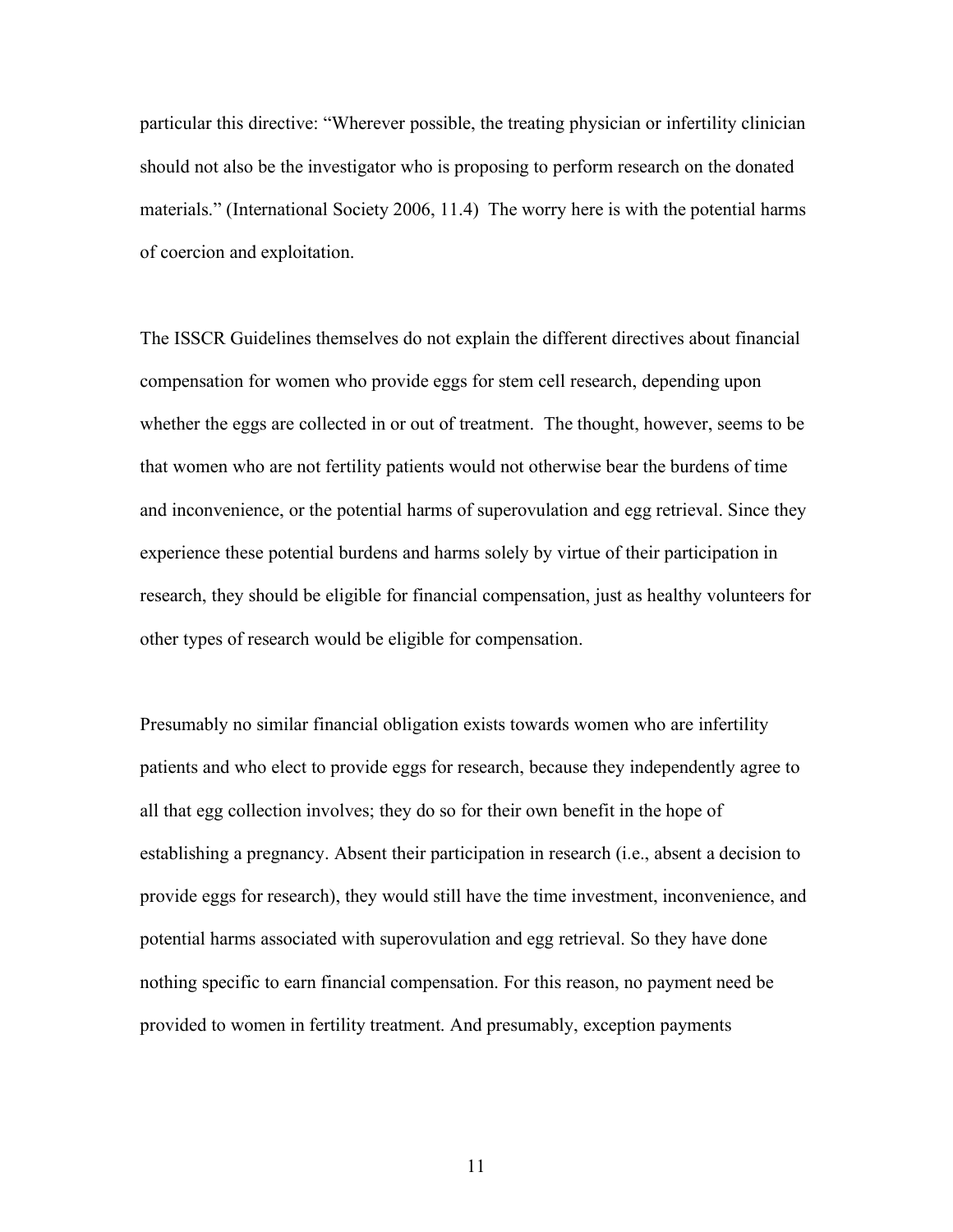particular this directive: "Wherever possible, the treating physician or infertility clinician should not also be the investigator who is proposing to perform research on the donated materials." (International Society 2006, 11.4) The worry here is with the potential harms of coercion and exploitation.

The ISSCR Guidelines themselves do not explain the different directives about financial compensation for women who provide eggs for stem cell research, depending upon whether the eggs are collected in or out of treatment. The thought, however, seems to be that women who are not fertility patients would not otherwise bear the burdens of time and inconvenience, or the potential harms of superovulation and egg retrieval. Since they experience these potential burdens and harms solely by virtue of their participation in research, they should be eligible for financial compensation, just as healthy volunteers for other types of research would be eligible for compensation.

Presumably no similar financial obligation exists towards women who are infertility patients and who elect to provide eggs for research, because they independently agree to all that egg collection involves; they do so for their own benefit in the hope of establishing a pregnancy. Absent their participation in research (i.e., absent a decision to provide eggs for research), they would still have the time investment, inconvenience, and potential harms associated with superovulation and egg retrieval. So they have done nothing specific to earn financial compensation. For this reason, no payment need be provided to women in fertility treatment. And presumably, exception payments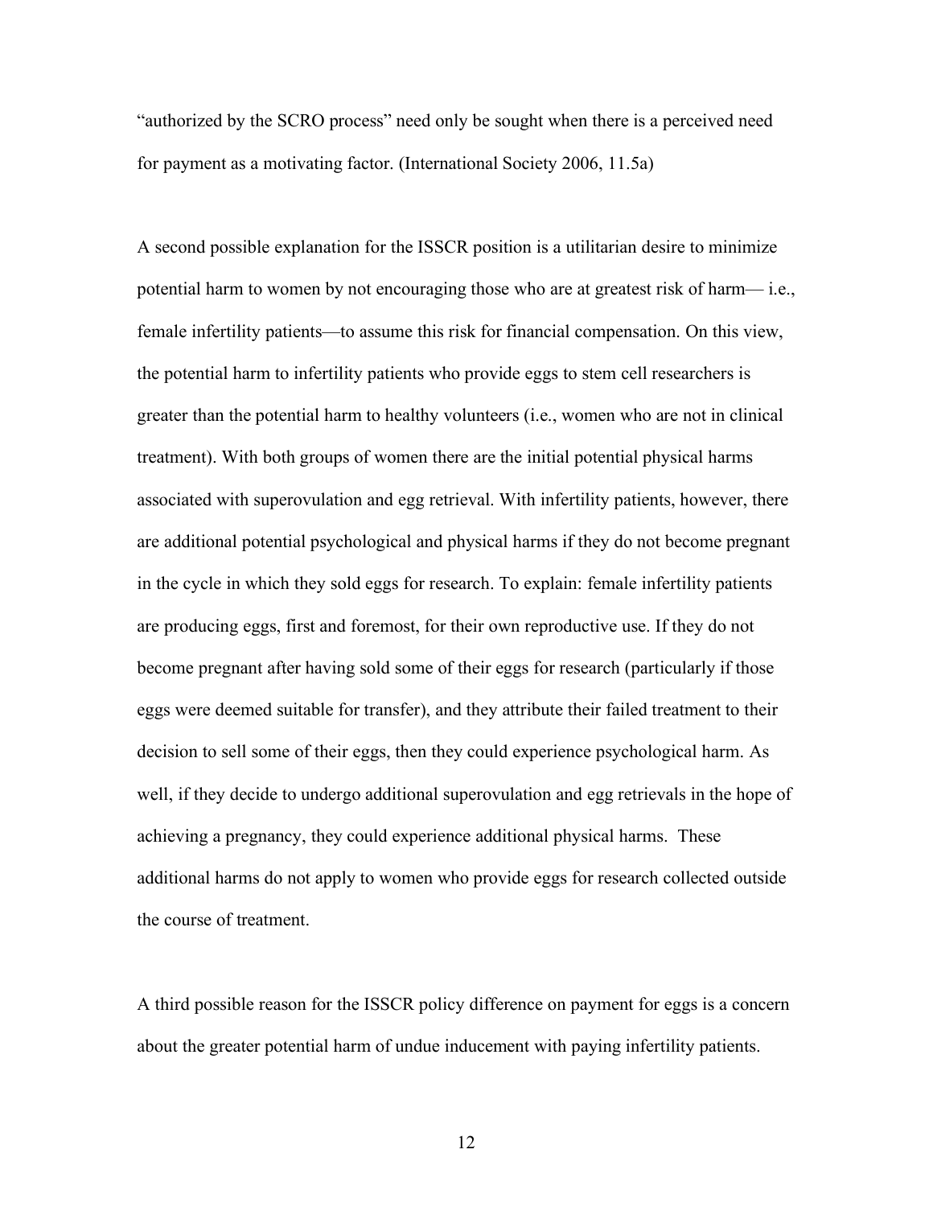"authorized by the SCRO process" need only be sought when there is a perceived need for payment as a motivating factor. (International Society 2006, 11.5a)

A second possible explanation for the ISSCR position is a utilitarian desire to minimize potential harm to women by not encouraging those who are at greatest risk of harm— i.e., female infertility patients—to assume this risk for financial compensation. On this view, the potential harm to infertility patients who provide eggs to stem cell researchers is greater than the potential harm to healthy volunteers (i.e., women who are not in clinical treatment). With both groups of women there are the initial potential physical harms associated with superovulation and egg retrieval. With infertility patients, however, there are additional potential psychological and physical harms if they do not become pregnant in the cycle in which they sold eggs for research. To explain: female infertility patients are producing eggs, first and foremost, for their own reproductive use. If they do not become pregnant after having sold some of their eggs for research (particularly if those eggs were deemed suitable for transfer), and they attribute their failed treatment to their decision to sell some of their eggs, then they could experience psychological harm. As well, if they decide to undergo additional superovulation and egg retrievals in the hope of achieving a pregnancy, they could experience additional physical harms. These additional harms do not apply to women who provide eggs for research collected outside the course of treatment.

A third possible reason for the ISSCR policy difference on payment for eggs is a concern about the greater potential harm of undue inducement with paying infertility patients.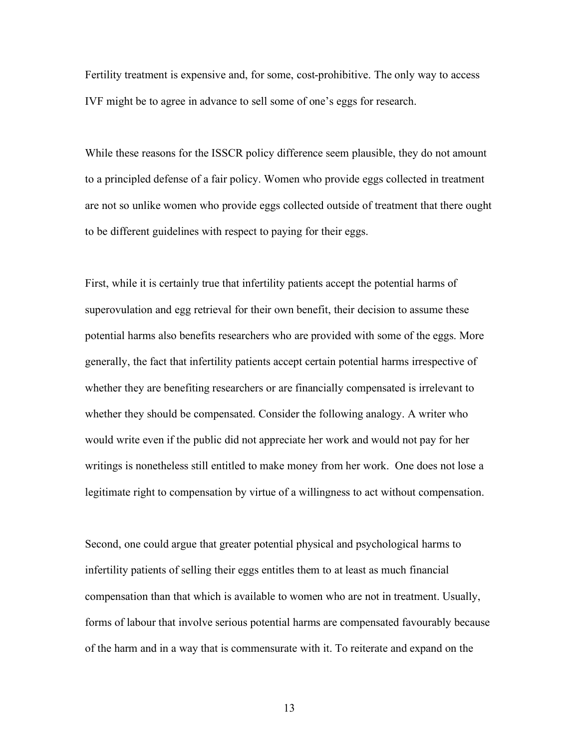Fertility treatment is expensive and, for some, cost-prohibitive. The only way to access IVF might be to agree in advance to sell some of one's eggs for research.

While these reasons for the ISSCR policy difference seem plausible, they do not amount to a principled defense of a fair policy. Women who provide eggs collected in treatment are not so unlike women who provide eggs collected outside of treatment that there ought to be different guidelines with respect to paying for their eggs.

First, while it is certainly true that infertility patients accept the potential harms of superovulation and egg retrieval for their own benefit, their decision to assume these potential harms also benefits researchers who are provided with some of the eggs. More generally, the fact that infertility patients accept certain potential harms irrespective of whether they are benefiting researchers or are financially compensated is irrelevant to whether they should be compensated. Consider the following analogy. A writer who would write even if the public did not appreciate her work and would not pay for her writings is nonetheless still entitled to make money from her work. One does not lose a legitimate right to compensation by virtue of a willingness to act without compensation.

Second, one could argue that greater potential physical and psychological harms to infertility patients of selling their eggs entitles them to at least as much financial compensation than that which is available to women who are not in treatment. Usually, forms of labour that involve serious potential harms are compensated favourably because of the harm and in a way that is commensurate with it. To reiterate and expand on the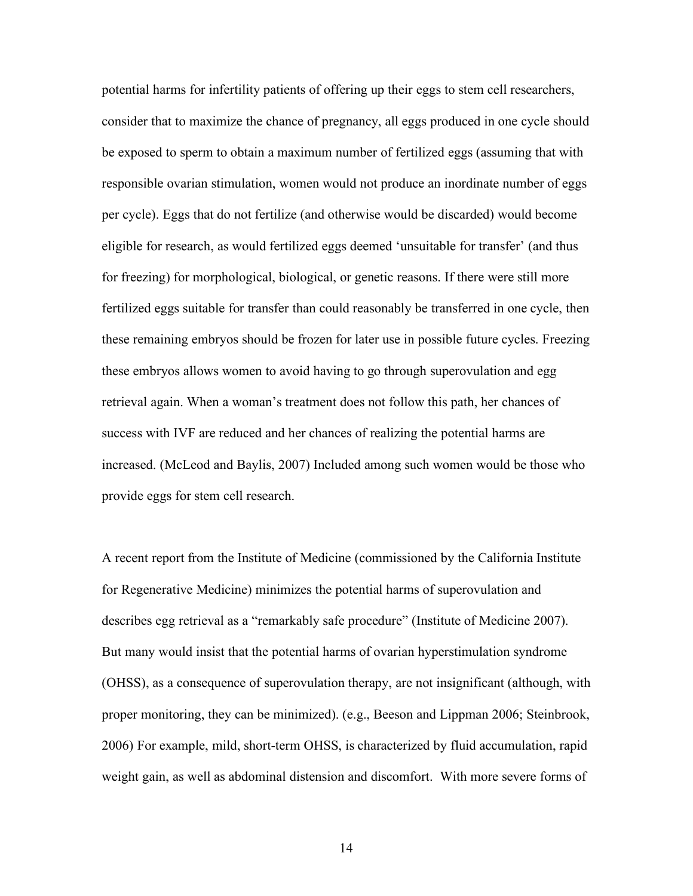potential harms for infertility patients of offering up their eggs to stem cell researchers, consider that to maximize the chance of pregnancy, all eggs produced in one cycle should be exposed to sperm to obtain a maximum number of fertilized eggs (assuming that with responsible ovarian stimulation, women would not produce an inordinate number of eggs per cycle). Eggs that do not fertilize (and otherwise would be discarded) would become eligible for research, as would fertilized eggs deemed 'unsuitable for transfer' (and thus for freezing) for morphological, biological, or genetic reasons. If there were still more fertilized eggs suitable for transfer than could reasonably be transferred in one cycle, then these remaining embryos should be frozen for later use in possible future cycles. Freezing these embryos allows women to avoid having to go through superovulation and egg retrieval again. When a woman's treatment does not follow this path, her chances of success with IVF are reduced and her chances of realizing the potential harms are increased. (McLeod and Baylis, 2007) Included among such women would be those who provide eggs for stem cell research.

A recent report from the Institute of Medicine (commissioned by the California Institute for Regenerative Medicine) minimizes the potential harms of superovulation and describes egg retrieval as a "remarkably safe procedure" (Institute of Medicine 2007). But many would insist that the potential harms of ovarian hyperstimulation syndrome (OHSS), as a consequence of superovulation therapy, are not insignificant (although, with proper monitoring, they can be minimized). (e.g., Beeson and Lippman 2006; Steinbrook, 2006) For example, mild, short-term OHSS, is characterized by fluid accumulation, rapid weight gain, as well as abdominal distension and discomfort. With more severe forms of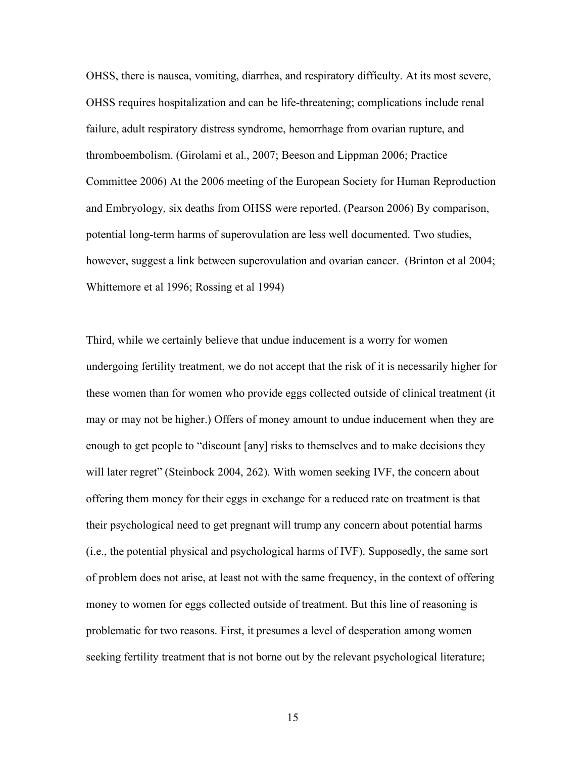OHSS, there is nausea, vomiting, diarrhea, and respiratory difficulty. At its most severe, OHSS requires hospitalization and can be life-threatening; complications include renal failure, adult respiratory distress syndrome, hemorrhage from ovarian rupture, and thromboembolism. (Girolami et al., 2007; Beeson and Lippman 2006; Practice Committee 2006) At the 2006 meeting of the European Society for Human Reproduction and Embryology, six deaths from OHSS were reported. (Pearson 2006) By comparison, potential long-term harms of superovulation are less well documented. Two studies, however, suggest a link between superovulation and ovarian cancer. (Brinton et al 2004; Whittemore et al 1996; Rossing et al 1994)

Third, while we certainly believe that undue inducement is a worry for women undergoing fertility treatment, we do not accept that the risk of it is necessarily higher for these women than for women who provide eggs collected outside of clinical treatment (it may or may not be higher.) Offers of money amount to undue inducement when they are enough to get people to "discount [any] risks to themselves and to make decisions they will later regret" (Steinbock 2004, 262). With women seeking IVF, the concern about offering them money for their eggs in exchange for a reduced rate on treatment is that their psychological need to get pregnant will trump any concern about potential harms (i.e., the potential physical and psychological harms of IVF). Supposedly, the same sort of problem does not arise, at least not with the same frequency, in the context of offering money to women for eggs collected outside of treatment. But this line of reasoning is problematic for two reasons. First, it presumes a level of desperation among women seeking fertility treatment that is not borne out by the relevant psychological literature;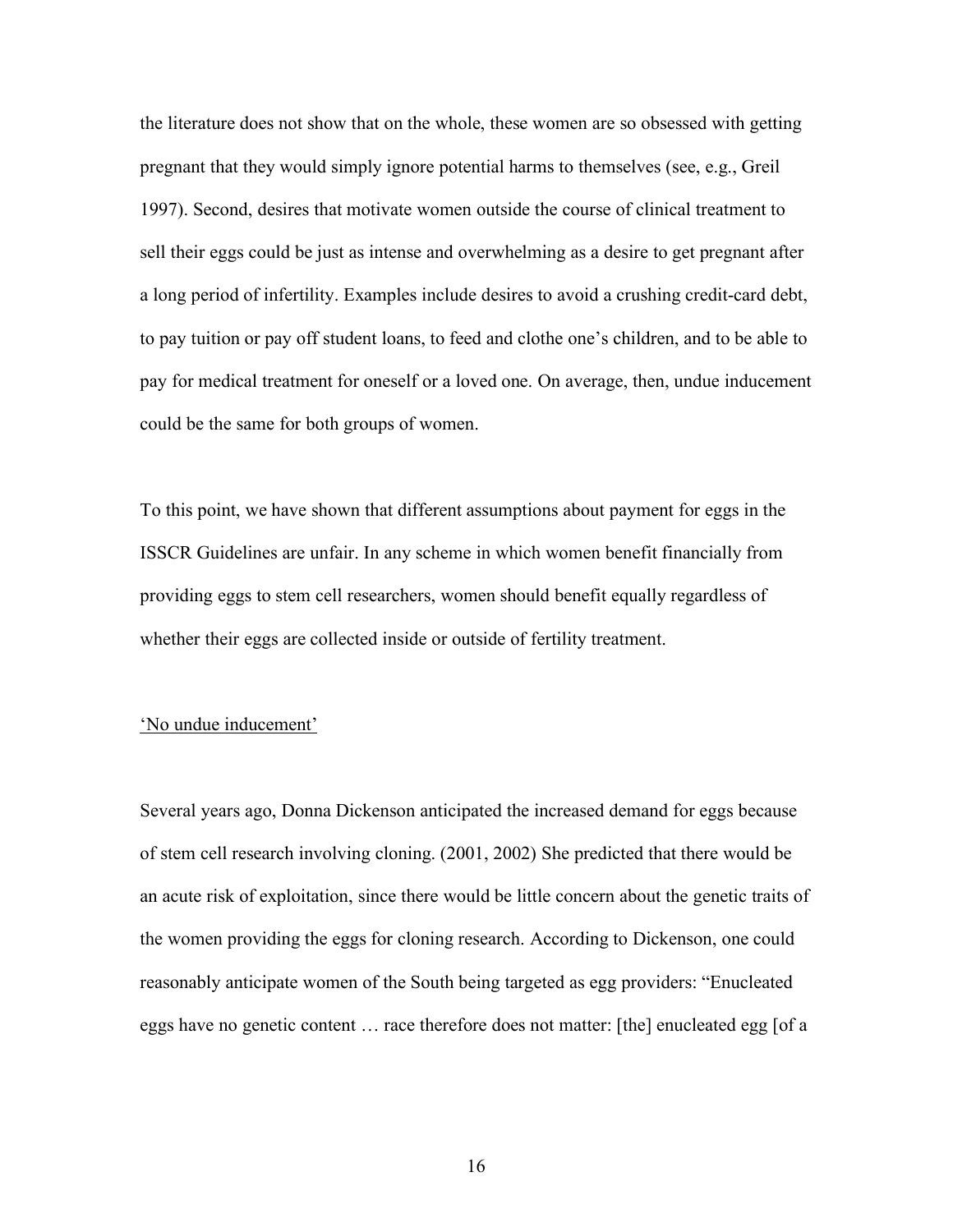the literature does not show that on the whole, these women are so obsessed with getting pregnant that they would simply ignore potential harms to themselves (see, e.g., Greil 1997). Second, desires that motivate women outside the course of clinical treatment to sell their eggs could be just as intense and overwhelming as a desire to get pregnant after a long period of infertility. Examples include desires to avoid a crushing credit-card debt, to pay tuition or pay off student loans, to feed and clothe one's children, and to be able to pay for medical treatment for oneself or a loved one. On average, then, undue inducement could be the same for both groups of women.

To this point, we have shown that different assumptions about payment for eggs in the ISSCR Guidelines are unfair. In any scheme in which women benefit financially from providing eggs to stem cell researchers, women should benefit equally regardless of whether their eggs are collected inside or outside of fertility treatment.

## 'No undue inducement'

Several years ago, Donna Dickenson anticipated the increased demand for eggs because of stem cell research involving cloning. (2001, 2002) She predicted that there would be an acute risk of exploitation, since there would be little concern about the genetic traits of the women providing the eggs for cloning research. According to Dickenson, one could reasonably anticipate women of the South being targeted as egg providers: "Enucleated eggs have no genetic content … race therefore does not matter: [the] enucleated egg [of a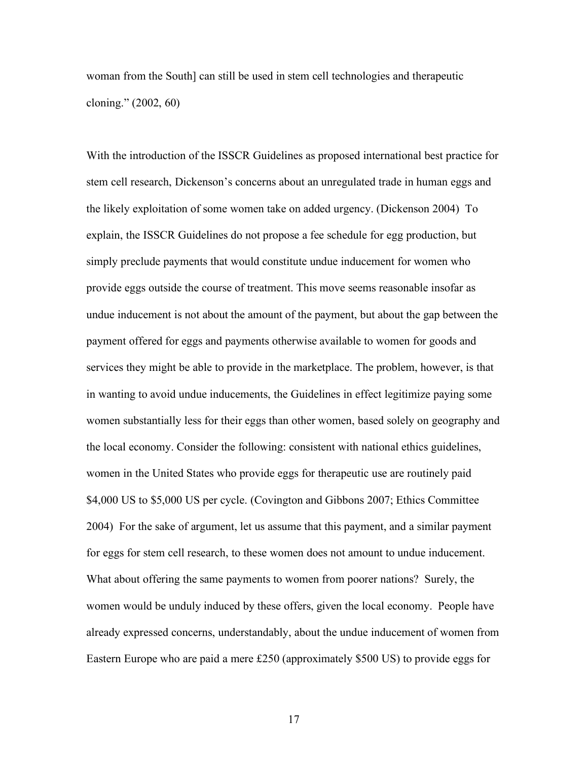woman from the South] can still be used in stem cell technologies and therapeutic cloning." (2002, 60)

With the introduction of the ISSCR Guidelines as proposed international best practice for stem cell research, Dickenson's concerns about an unregulated trade in human eggs and the likely exploitation of some women take on added urgency. (Dickenson 2004) To explain, the ISSCR Guidelines do not propose a fee schedule for egg production, but simply preclude payments that would constitute undue inducement for women who provide eggs outside the course of treatment. This move seems reasonable insofar as undue inducement is not about the amount of the payment, but about the gap between the payment offered for eggs and payments otherwise available to women for goods and services they might be able to provide in the marketplace. The problem, however, is that in wanting to avoid undue inducements, the Guidelines in effect legitimize paying some women substantially less for their eggs than other women, based solely on geography and the local economy. Consider the following: consistent with national ethics guidelines, women in the United States who provide eggs for therapeutic use are routinely paid $4,000 US to $5,000 US per cycle. (Covington and Gibbons 2007; Ethics Committee 2004) For the sake of argument, let us assume that this payment, and a similar payment for eggs for stem cell research, to these women does not amount to undue inducement. What about offering the same payments to women from poorer nations? Surely, the women would be unduly induced by these offers, given the local economy. People have already expressed concerns, understandably, about the undue inducement of women from Eastern Europe who are paid a mere £250 (approximately $500 US) to provide eggs for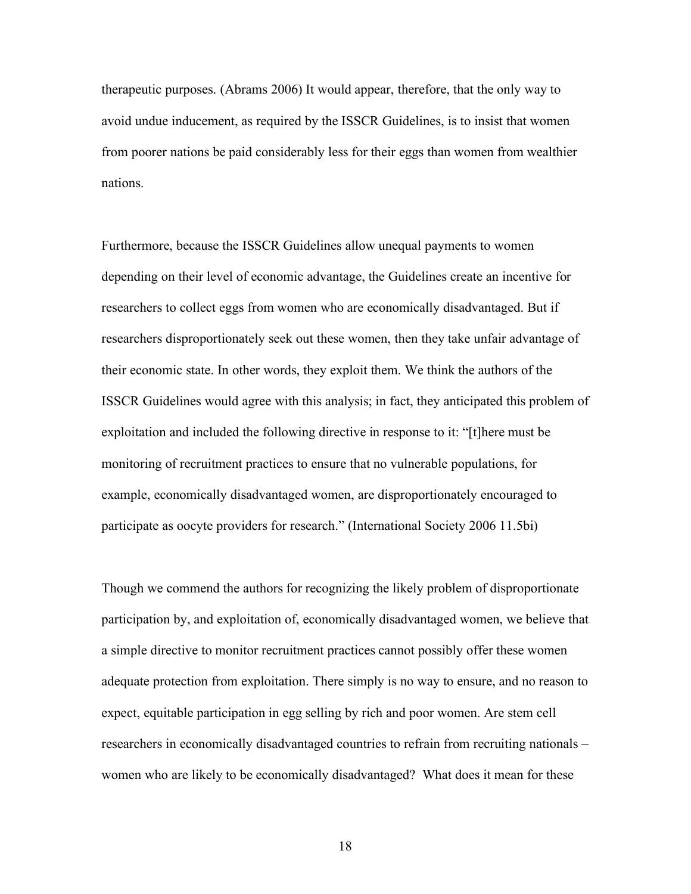therapeutic purposes. (Abrams 2006) It would appear, therefore, that the only way to avoid undue inducement, as required by the ISSCR Guidelines, is to insist that women from poorer nations be paid considerably less for their eggs than women from wealthier nations.

Furthermore, because the ISSCR Guidelines allow unequal payments to women depending on their level of economic advantage, the Guidelines create an incentive for researchers to collect eggs from women who are economically disadvantaged. But if researchers disproportionately seek out these women, then they take unfair advantage of their economic state. In other words, they exploit them. We think the authors of the ISSCR Guidelines would agree with this analysis; in fact, they anticipated this problem of exploitation and included the following directive in response to it: "[t]here must be monitoring of recruitment practices to ensure that no vulnerable populations, for example, economically disadvantaged women, are disproportionately encouraged to participate as oocyte providers for research." (International Society 2006 11.5bi)

Though we commend the authors for recognizing the likely problem of disproportionate participation by, and exploitation of, economically disadvantaged women, we believe that a simple directive to monitor recruitment practices cannot possibly offer these women adequate protection from exploitation. There simply is no way to ensure, and no reason to expect, equitable participation in egg selling by rich and poor women. Are stem cell researchers in economically disadvantaged countries to refrain from recruiting nationals – women who are likely to be economically disadvantaged? What does it mean for these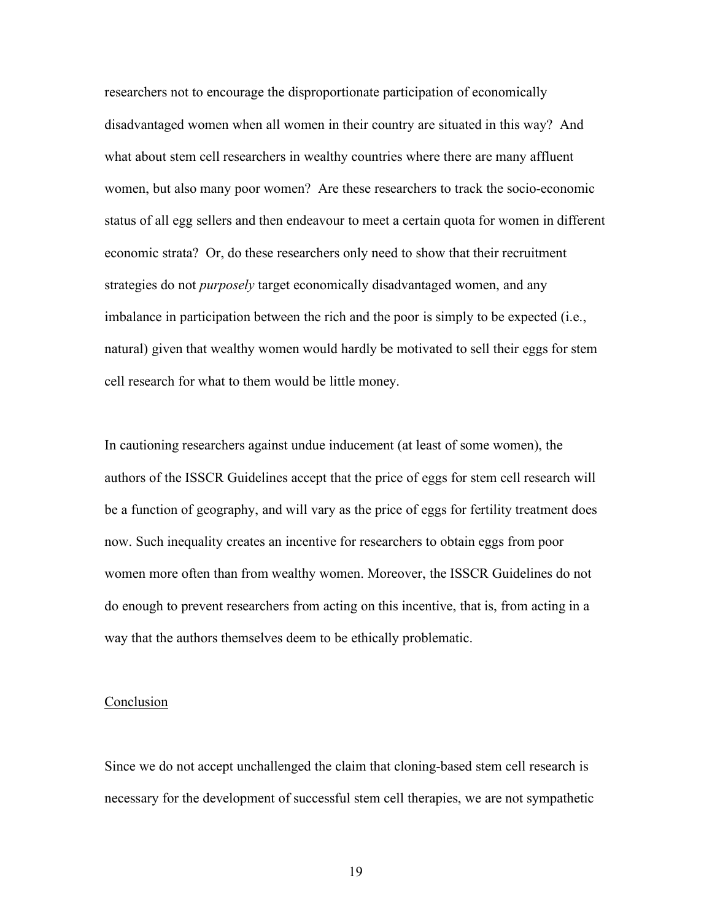researchers not to encourage the disproportionate participation of economically disadvantaged women when all women in their country are situated in this way? And what about stem cell researchers in wealthy countries where there are many affluent women, but also many poor women? Are these researchers to track the socio-economic status of all egg sellers and then endeavour to meet a certain quota for women in different economic strata? Or, do these researchers only need to show that their recruitment strategies do not *purposely* target economically disadvantaged women, and any imbalance in participation between the rich and the poor is simply to be expected (i.e., natural) given that wealthy women would hardly be motivated to sell their eggs for stem cell research for what to them would be little money.

In cautioning researchers against undue inducement (at least of some women), the authors of the ISSCR Guidelines accept that the price of eggs for stem cell research will be a function of geography, and will vary as the price of eggs for fertility treatment does now. Such inequality creates an incentive for researchers to obtain eggs from poor women more often than from wealthy women. Moreover, the ISSCR Guidelines do not do enough to prevent researchers from acting on this incentive, that is, from acting in a way that the authors themselves deem to be ethically problematic.

## Conclusion

Since we do not accept unchallenged the claim that cloning-based stem cell research is necessary for the development of successful stem cell therapies, we are not sympathetic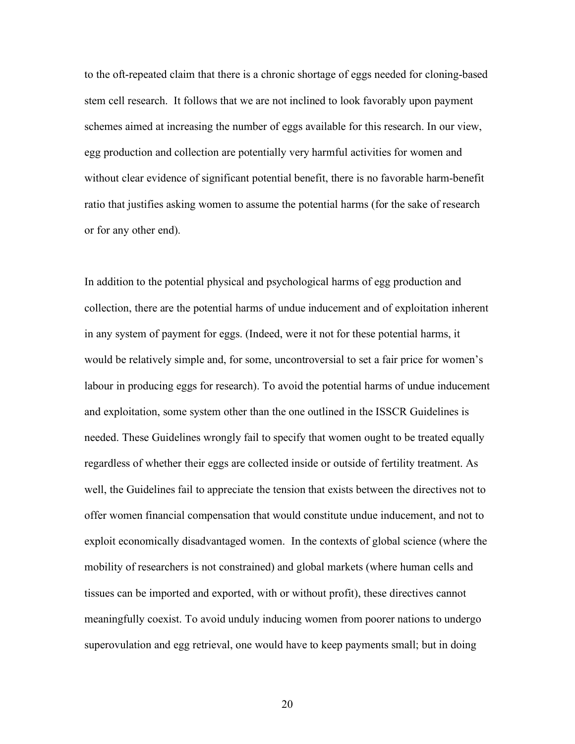to the oft-repeated claim that there is a chronic shortage of eggs needed for cloning-based stem cell research. It follows that we are not inclined to look favorably upon payment schemes aimed at increasing the number of eggs available for this research. In our view, egg production and collection are potentially very harmful activities for women and without clear evidence of significant potential benefit, there is no favorable harm-benefit ratio that justifies asking women to assume the potential harms (for the sake of research or for any other end).

In addition to the potential physical and psychological harms of egg production and collection, there are the potential harms of undue inducement and of exploitation inherent in any system of payment for eggs. (Indeed, were it not for these potential harms, it would be relatively simple and, for some, uncontroversial to set a fair price for women's labour in producing eggs for research). To avoid the potential harms of undue inducement and exploitation, some system other than the one outlined in the ISSCR Guidelines is needed. These Guidelines wrongly fail to specify that women ought to be treated equally regardless of whether their eggs are collected inside or outside of fertility treatment. As well, the Guidelines fail to appreciate the tension that exists between the directives not to offer women financial compensation that would constitute undue inducement, and not to exploit economically disadvantaged women. In the contexts of global science (where the mobility of researchers is not constrained) and global markets (where human cells and tissues can be imported and exported, with or without profit), these directives cannot meaningfully coexist. To avoid unduly inducing women from poorer nations to undergo superovulation and egg retrieval, one would have to keep payments small; but in doing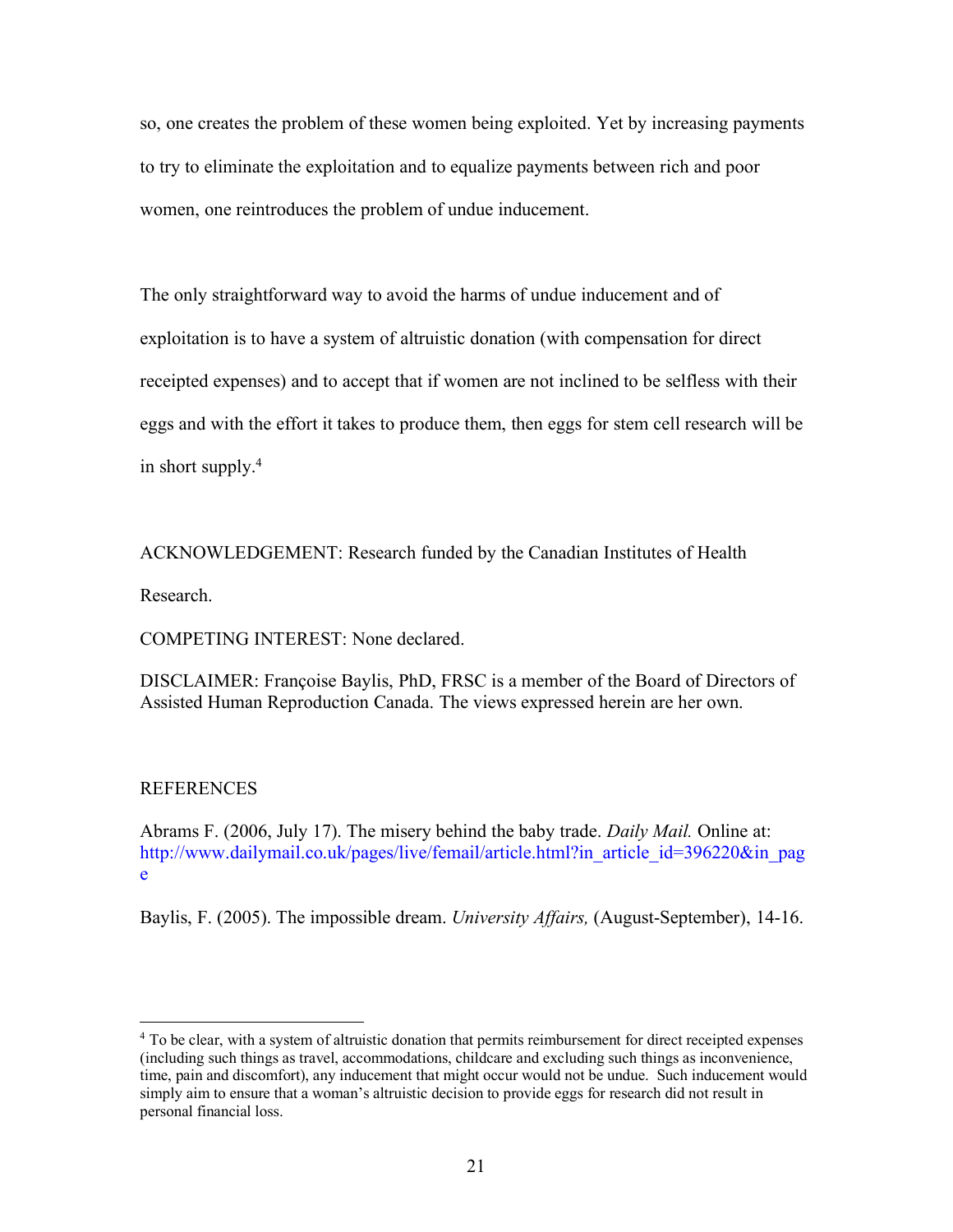so, one creates the problem of these women being exploited. Yet by increasing payments to try to eliminate the exploitation and to equalize payments between rich and poor women, one reintroduces the problem of undue inducement.

The only straightforward way to avoid the harms of undue inducement and of exploitation is to have a system of altruistic donation (with compensation for direct receipted expenses) and to accept that if women are not inclined to be selfless with their eggs and with the effort it takes to produce them, then eggs for stem cell research will be in short supply.[4]

ACKNOWLEDGEMENT: Research funded by the Canadian Institutes of Health Research.

COMPETING INTEREST: None declared.

DISCLAIMER: Françoise Baylis, PhD, FRSC is a member of the Board of Directors of Assisted Human Reproduction Canada. The views expressed herein are her own.

REFERENCES

Abrams F. (2006, July 17). The misery behind the baby trade. *Daily Mail.* Online at: http://www.dailymail.co.uk/pages/live/femail/article.html?in_article_id=396220&in_page

Baylis, F. (2005). The impossible dream. *University Affairs,* (August-September), 14-16.

---

[4] To be clear, with a system of altruistic donation that permits reimbursement for direct receipted expenses (including such things as travel, accommodations, childcare and excluding such things as inconvenience, time, pain and discomfort), any inducement that might occur would not be undue. Such inducement would simply aim to ensure that a woman's altruistic decision to provide eggs for research did not result in personal financial loss.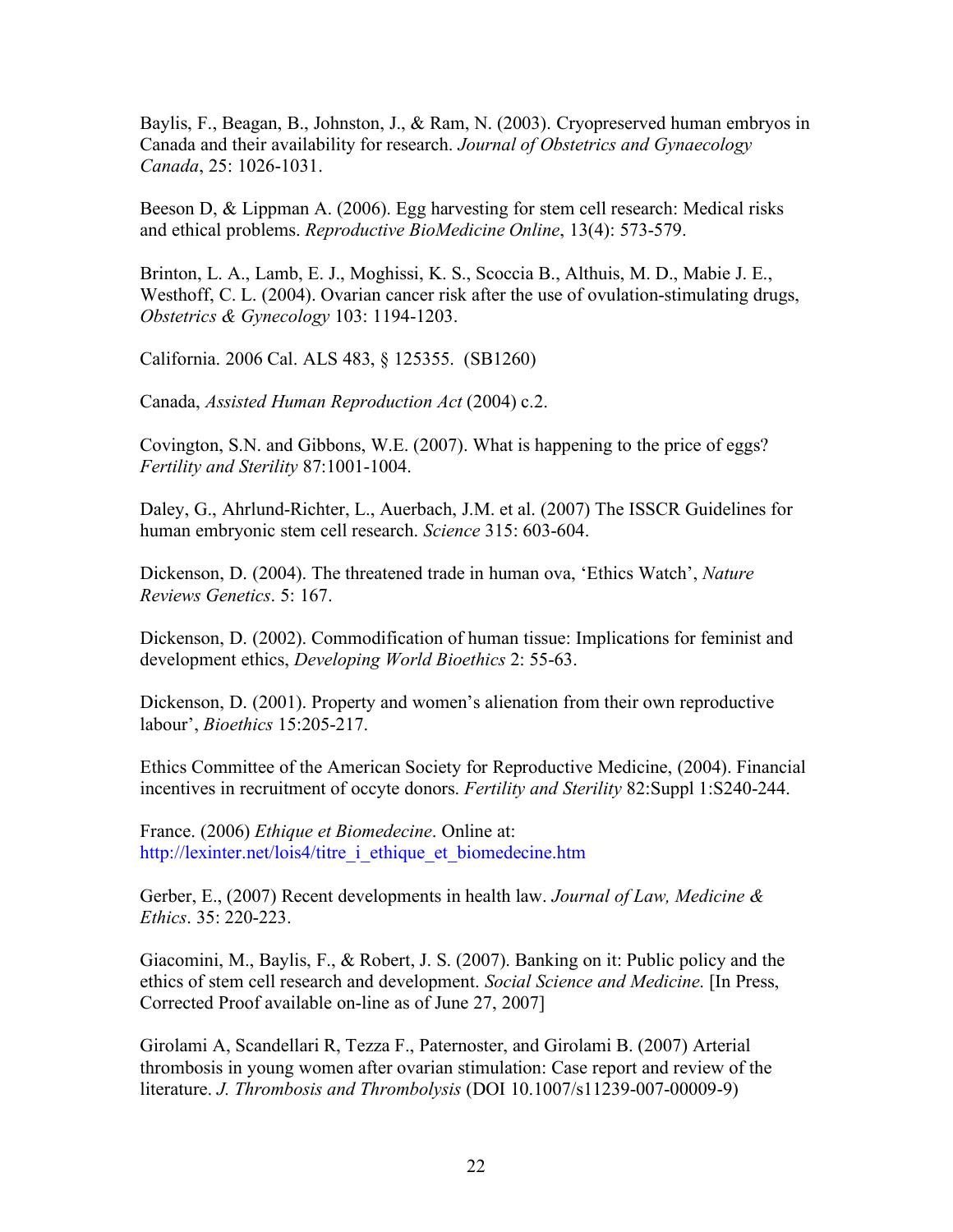Baylis, F., Beagan, B., Johnston, J., & Ram, N. (2003). Cryopreserved human embryos in Canada and their availability for research. *Journal of Obstetrics and Gynaecology Canada*, 25: 1026-1031.

Beeson D, & Lippman A. (2006). Egg harvesting for stem cell research: Medical risks and ethical problems. *Reproductive BioMedicine Online*, 13(4): 573-579.

Brinton, L. A., Lamb, E. J., Moghissi, K. S., Scoccia B., Althuis, M. D., Mabie J. E., Westhoff, C. L. (2004). Ovarian cancer risk after the use of ovulation-stimulating drugs, *Obstetrics & Gynecology* 103: 1194-1203.

California. 2006 Cal. ALS 483, § 125355. (SB1260)

Canada, *Assisted Human Reproduction Act* (2004) c.2.

Covington, S.N. and Gibbons, W.E. (2007). What is happening to the price of eggs? *Fertility and Sterility* 87:1001-1004.

Daley, G., Ahrlund-Richter, L., Auerbach, J.M. et al. (2007) The ISSCR Guidelines for human embryonic stem cell research. *Science* 315: 603-604.

Dickenson, D. (2004). The threatened trade in human ova, 'Ethics Watch', *Nature Reviews Genetics*. 5: 167.

Dickenson, D. (2002). Commodification of human tissue: Implications for feminist and development ethics, *Developing World Bioethics* 2: 55-63.

Dickenson, D. (2001). Property and women's alienation from their own reproductive labour', *Bioethics* 15:205-217.

Ethics Committee of the American Society for Reproductive Medicine, (2004). Financial incentives in recruitment of occyte donors. *Fertility and Sterility* 82:Suppl 1:S240-244.

France. (2006) *Ethique et Biomedecine*. Online at: http://lexinter.net/lois4/titre_i_ethique_et_biomedecine.htm

Gerber, E., (2007) Recent developments in health law. *Journal of Law, Medicine & Ethics*. 35: 220-223.

Giacomini, M., Baylis, F., & Robert, J. S. (2007). Banking on it: Public policy and the ethics of stem cell research and development. *Social Science and Medicine*. [In Press, Corrected Proof available on-line as of June 27, 2007]

Girolami A, Scandellari R, Tezza F., Paternoster, and Girolami B. (2007) Arterial thrombosis in young women after ovarian stimulation: Case report and review of the literature. *J. Thrombosis and Thrombolysis* (DOI 10.1007/s11239-007-00009-9)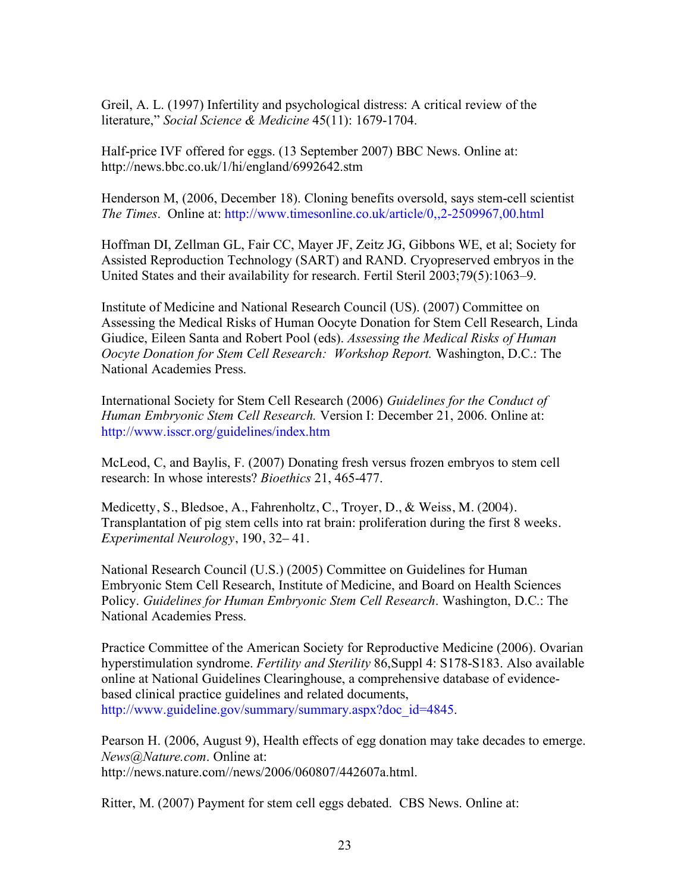Greil, A. L. (1997) Infertility and psychological distress: A critical review of the literature," *Social Science & Medicine* 45(11): 1679-1704.

Half-price IVF offered for eggs. (13 September 2007) BBC News. Online at: http://news.bbc.co.uk/1/hi/england/6992642.stm

Henderson M, (2006, December 18). Cloning benefits oversold, says stem-cell scientist *The Times*. Online at: http://www.timesonline.co.uk/article/0,,2-2509967,00.html

Hoffman DI, Zellman GL, Fair CC, Mayer JF, Zeitz JG, Gibbons WE, et al; Society for Assisted Reproduction Technology (SART) and RAND. Cryopreserved embryos in the United States and their availability for research. Fertil Steril 2003;79(5):1063–9.

Institute of Medicine and National Research Council (US). (2007) Committee on Assessing the Medical Risks of Human Oocyte Donation for Stem Cell Research, Linda Giudice, Eileen Santa and Robert Pool (eds). *Assessing the Medical Risks of Human Oocyte Donation for Stem Cell Research: Workshop Report.* Washington, D.C.: The National Academies Press.

International Society for Stem Cell Research (2006) *Guidelines for the Conduct of Human Embryonic Stem Cell Research.* Version I: December 21, 2006. Online at: http://www.isscr.org/guidelines/index.htm

McLeod, C, and Baylis, F. (2007) Donating fresh versus frozen embryos to stem cell research: In whose interests? *Bioethics* 21, 465-477.

Medicetty, S., Bledsoe, A., Fahrenholtz, C., Troyer, D., & Weiss, M. (2004). Transplantation of pig stem cells into rat brain: proliferation during the first 8 weeks. *Experimental Neurology*, 190, 32– 41.

National Research Council (U.S.) (2005) Committee on Guidelines for Human Embryonic Stem Cell Research, Institute of Medicine, and Board on Health Sciences Policy. *Guidelines for Human Embryonic Stem Cell Research*. Washington, D.C.: The National Academies Press.

Practice Committee of the American Society for Reproductive Medicine (2006). Ovarian hyperstimulation syndrome. *Fertility and Sterility* 86,Suppl 4: S178-S183. Also available online at National Guidelines Clearinghouse, a comprehensive database of evidence-based clinical practice guidelines and related documents, http://www.guideline.gov/summary/summary.aspx?doc_id=4845.

Pearson H. (2006, August 9), Health effects of egg donation may take decades to emerge. *News@Nature.com*. Online at: http://news.nature.com//news/2006/060807/442607a.html.

Ritter, M. (2007) Payment for stem cell eggs debated. CBS News. Online at: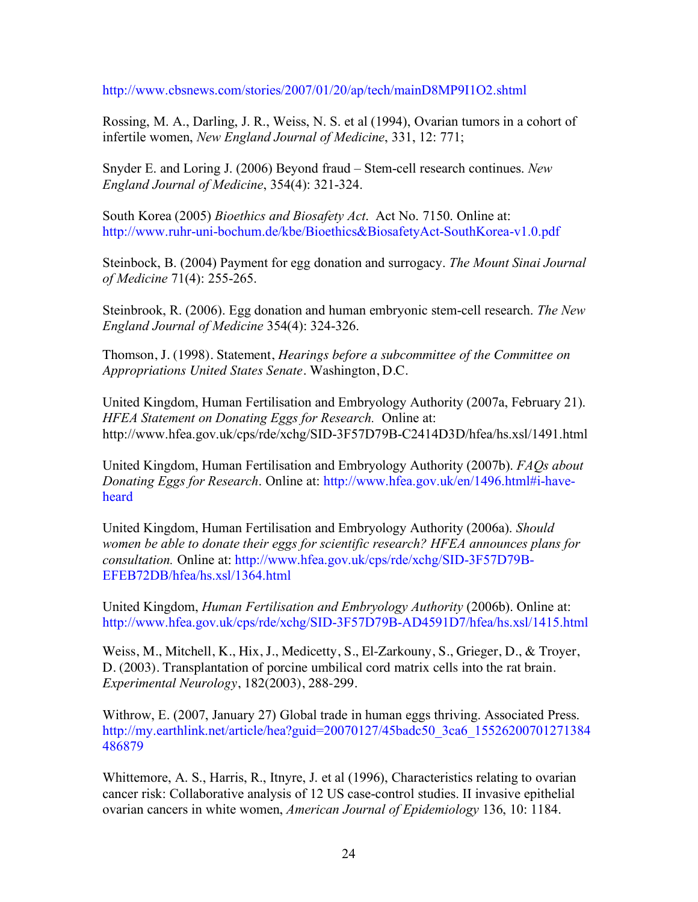http://www.cbsnews.com/stories/2007/01/20/ap/tech/mainD8MP9I1O2.shtml

Rossing, M. A., Darling, J. R., Weiss, N. S. et al (1994), Ovarian tumors in a cohort of infertile women, *New England Journal of Medicine*, 331, 12: 771;

Snyder E. and Loring J. (2006) Beyond fraud – Stem-cell research continues. *New England Journal of Medicine*, 354(4): 321-324.

South Korea (2005) *Bioethics and Biosafety Act*. Act No. 7150. Online at: http://www.ruhr-uni-bochum.de/kbe/Bioethics&BiosafetyAct-SouthKorea-v1.0.pdf

Steinbock, B. (2004) Payment for egg donation and surrogacy. *The Mount Sinai Journal of Medicine* 71(4): 255-265.

Steinbrook, R. (2006). Egg donation and human embryonic stem-cell research. *The New England Journal of Medicine* 354(4): 324-326.

Thomson, J. (1998). Statement, *Hearings before a subcommittee of the Committee on Appropriations United States Senate*. Washington, D.C.

United Kingdom, Human Fertilisation and Embryology Authority (2007a, February 21). *HFEA Statement on Donating Eggs for Research.* Online at: http://www.hfea.gov.uk/cps/rde/xchg/SID-3F57D79B-C2414D3D/hfea/hs.xsl/1491.html

United Kingdom, Human Fertilisation and Embryology Authority (2007b). *FAQs about Donating Eggs for Research*. Online at: http://www.hfea.gov.uk/en/1496.html#i-have-heard

United Kingdom, Human Fertilisation and Embryology Authority (2006a). *Should women be able to donate their eggs for scientific research? HFEA announces plans for consultation.* Online at: http://www.hfea.gov.uk/cps/rde/xchg/SID-3F57D79B-EFEB72DB/hfea/hs.xsl/1364.html

United Kingdom, *Human Fertilisation and Embryology Authority* (2006b). Online at: http://www.hfea.gov.uk/cps/rde/xchg/SID-3F57D79B-AD4591D7/hfea/hs.xsl/1415.html

Weiss, M., Mitchell, K., Hix, J., Medicetty, S., El-Zarkouny, S., Grieger, D., & Troyer, D. (2003). Transplantation of porcine umbilical cord matrix cells into the rat brain. *Experimental Neurology*, 182(2003), 288-299.

Withrow, E. (2007, January 27) Global trade in human eggs thriving. Associated Press. http://my.earthlink.net/article/hea?guid=20070127/45badc50_3ca6_15526200701271384486879

Whittemore, A. S., Harris, R., Itnyre, J. et al (1996), Characteristics relating to ovarian cancer risk: Collaborative analysis of 12 US case-control studies. II invasive epithelial ovarian cancers in white women, *American Journal of Epidemiology* 136, 10: 1184.